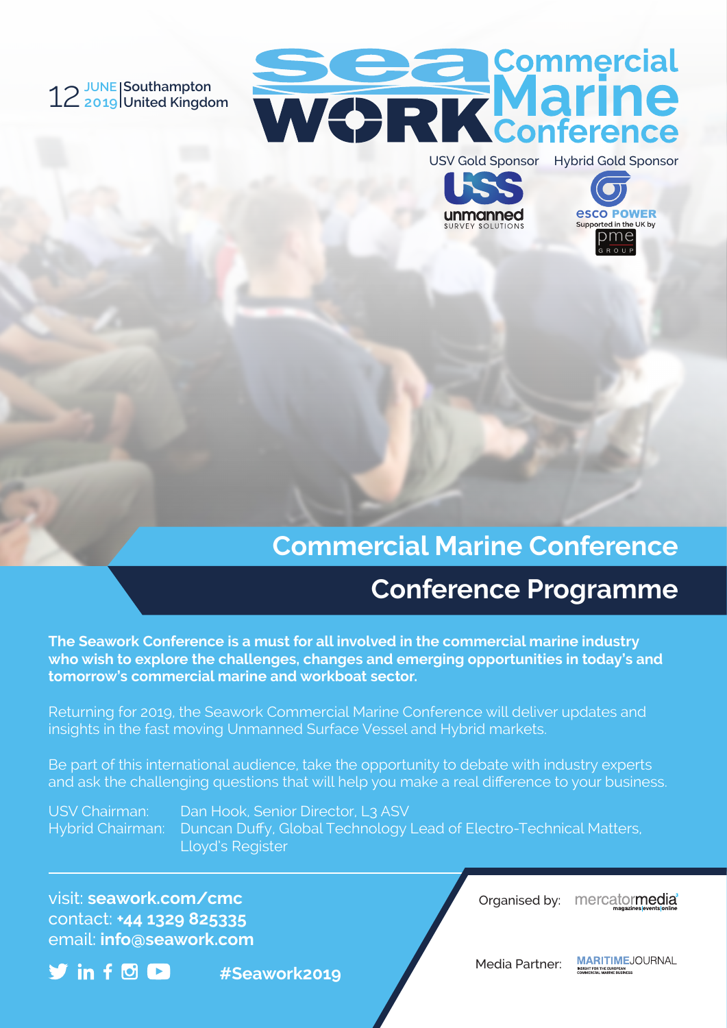12 JUNE 2019 | Southampton United Kingdom

# Seawork Commercial Marine Conference

USV Gold Sponsor: Unmanned Survey Solutions (USS)

Hybrid Gold Sponsor: esco POWER — Supported in the UK by pme GROUP

## Commercial Marine Conference

## Conference Programme

**The Seawork Conference is a must for all involved in the commercial marine industry who wish to explore the challenges, changes and emerging opportunities in today's and tomorrow's commercial marine and workboat sector.**

Returning for 2019, the Seawork Commercial Marine Conference will deliver updates and insights in the fast moving Unmanned Surface Vessel and Hybrid markets.

Be part of this international audience, take the opportunity to debate with industry experts and ask the challenging questions that will help you make a real difference to your business.

USV Chairman: Dan Hook, Senior Director, L3 ASV

Hybrid Chairman: Duncan Duffy, Global Technology Lead of Electro-Technical Matters, Lloyd's Register

visit: **seawork.com/cmc**

contact: **+44 1329 825335**

email: **info@seawork.com**

**#Seawork2019**

Organised by: mercatormedia

Media Partner: MARITIMEJOURNAL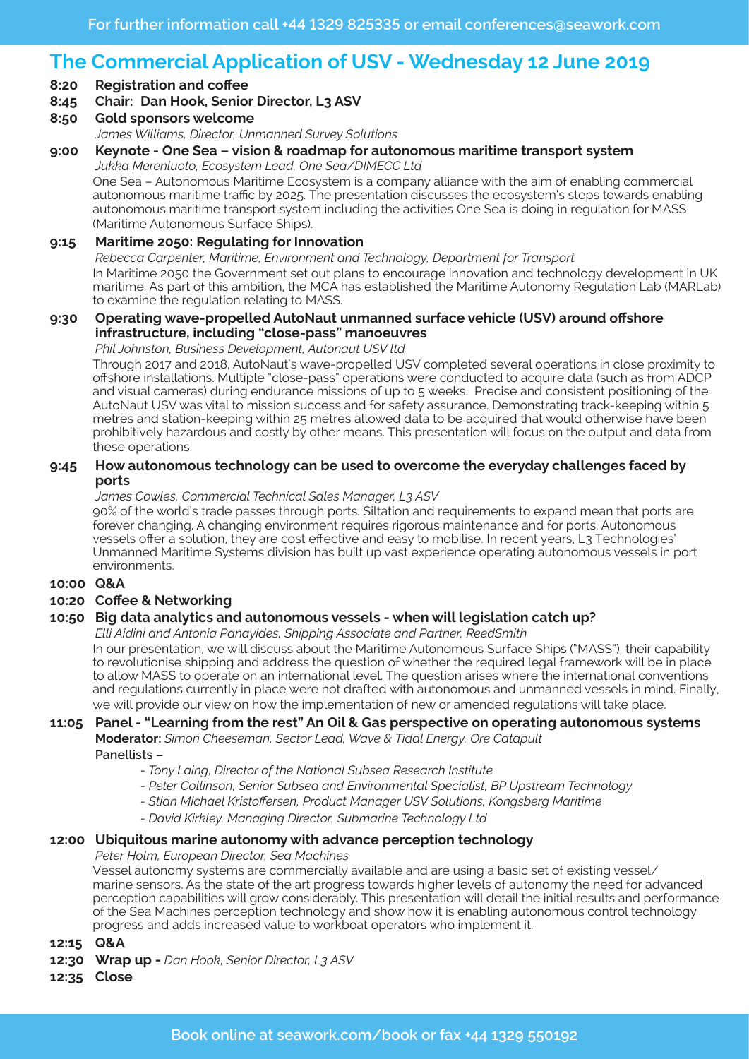# The Commercial Application of USV - Wednesday 12 June 2019

**8:20 Registration and coffee**

**8:45 Chair: Dan Hook, Senior Director, L3 ASV**

**8:50 Gold sponsors welcome**
*James Williams, Director, Unmanned Survey Solutions*

**9:00 Keynote - One Sea – vision & roadmap for autonomous maritime transport system**
*Jukka Merenluoto, Ecosystem Lead, One Sea/DIMECC Ltd*

One Sea – Autonomous Maritime Ecosystem is a company alliance with the aim of enabling commercial autonomous maritime traffic by 2025. The presentation discusses the ecosystem's steps towards enabling autonomous maritime transport system including the activities One Sea is doing in regulation for MASS (Maritime Autonomous Surface Ships).

**9:15 Maritime 2050: Regulating for Innovation**
*Rebecca Carpenter, Maritime, Environment and Technology, Department for Transport*

In Maritime 2050 the Government set out plans to encourage innovation and technology development in UK maritime. As part of this ambition, the MCA has established the Maritime Autonomy Regulation Lab (MARLab) to examine the regulation relating to MASS.

**9:30 Operating wave-propelled AutoNaut unmanned surface vehicle (USV) around offshore infrastructure, including "close-pass" manoeuvres**
*Phil Johnston, Business Development, Autonaut USV ltd*

Through 2017 and 2018, AutoNaut's wave-propelled USV completed several operations in close proximity to offshore installations. Multiple "close-pass" operations were conducted to acquire data (such as from ADCP and visual cameras) during endurance missions of up to 5 weeks. Precise and consistent positioning of the AutoNaut USV was vital to mission success and for safety assurance. Demonstrating track-keeping within 5 metres and station-keeping within 25 metres allowed data to be acquired that would otherwise have been prohibitively hazardous and costly by other means. This presentation will focus on the output and data from these operations.

**9:45 How autonomous technology can be used to overcome the everyday challenges faced by ports**
*James Cowles, Commercial Technical Sales Manager, L3 ASV*

90% of the world's trade passes through ports. Siltation and requirements to expand mean that ports are forever changing. A changing environment requires rigorous maintenance and for ports. Autonomous vessels offer a solution, they are cost effective and easy to mobilise. In recent years, L3 Technologies' Unmanned Maritime Systems division has built up vast experience operating autonomous vessels in port environments.

**10:00 Q&A**

**10:20 Coffee & Networking**

**10:50 Big data analytics and autonomous vessels - when will legislation catch up?**
*Elli Aidini and Antonia Panayides, Shipping Associate and Partner, ReedSmith*

In our presentation, we will discuss about the Maritime Autonomous Surface Ships ("MASS"), their capability to revolutionise shipping and address the question of whether the required legal framework will be in place to allow MASS to operate on an international level. The question arises where the international conventions and regulations currently in place were not drafted with autonomous and unmanned vessels in mind. Finally, we will provide our view on how the implementation of new or amended regulations will take place.

**11:05 Panel - "Learning from the rest" An Oil & Gas perspective on operating autonomous systems**
**Moderator:** *Simon Cheeseman, Sector Lead, Wave & Tidal Energy, Ore Catapult*
**Panellists –**

- *Tony Laing, Director of the National Subsea Research Institute*
- *Peter Collinson, Senior Subsea and Environmental Specialist, BP Upstream Technology*
- *Stian Michael Kristoffersen, Product Manager USV Solutions, Kongsberg Maritime*
- *David Kirkley, Managing Director, Submarine Technology Ltd*

**12:00 Ubiquitous marine autonomy with advance perception technology**
*Peter Holm, European Director, Sea Machines*

Vessel autonomy systems are commercially available and are using a basic set of existing vessel/marine sensors. As the state of the art progress towards higher levels of autonomy the need for advanced perception capabilities will grow considerably. This presentation will detail the initial results and performance of the Sea Machines perception technology and show how it is enabling autonomous control technology progress and adds increased value to workboat operators who implement it.

**12:15 Q&A**

**12:30 Wrap up -** *Dan Hook, Senior Director, L3 ASV*

**12:35 Close**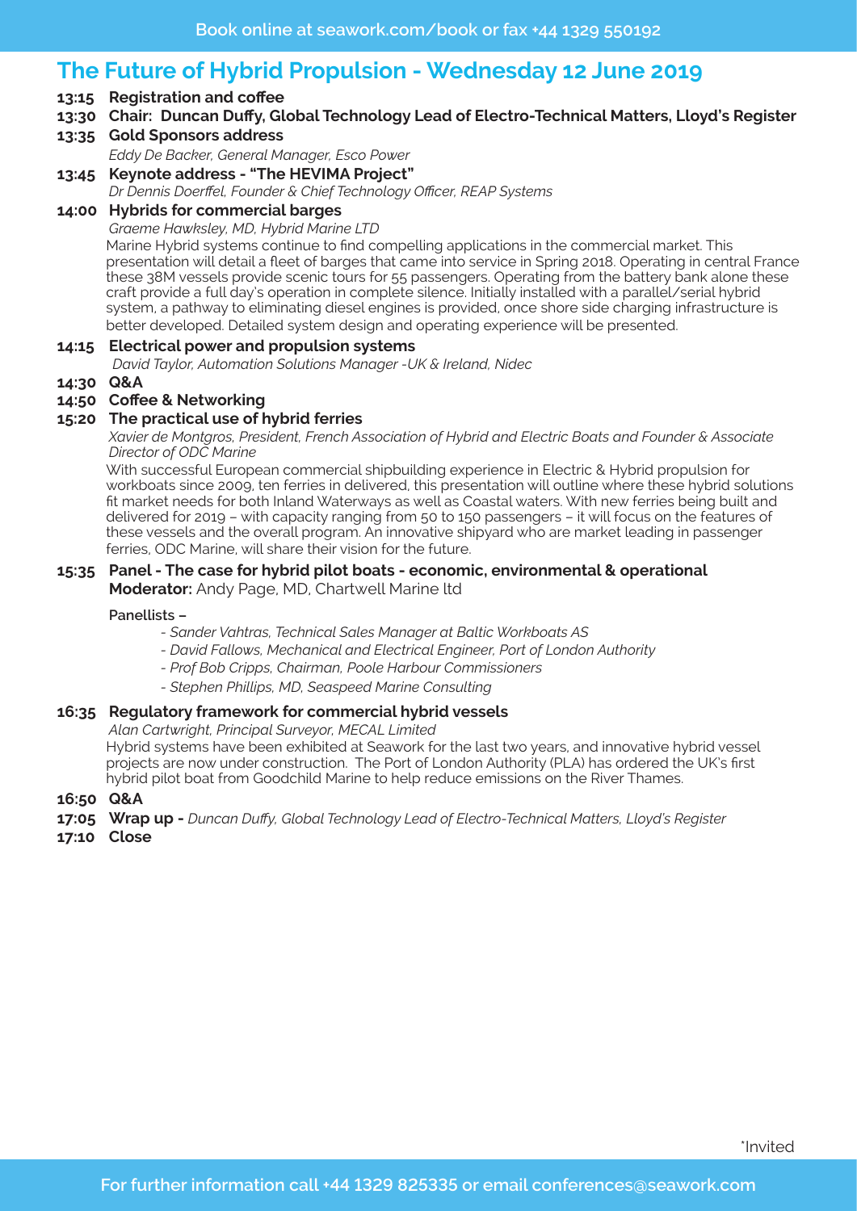Book online at seawork.com/book or fax +44 1329 550192

# The Future of Hybrid Propulsion - Wednesday 12 June 2019

**13:15 Registration and coffee**

**13:30 Chair: Duncan Duffy, Global Technology Lead of Electro-Technical Matters, Lloyd's Register**

**13:35 Gold Sponsors address**

*Eddy De Backer, General Manager, Esco Power*

**13:45 Keynote address - "The HEVIMA Project"**

*Dr Dennis Doerffel, Founder & Chief Technology Officer, REAP Systems*

**14:00 Hybrids for commercial barges**

*Graeme Hawksley, MD, Hybrid Marine LTD*

Marine Hybrid systems continue to find compelling applications in the commercial market. This presentation will detail a fleet of barges that came into service in Spring 2018. Operating in central France these 38M vessels provide scenic tours for 55 passengers. Operating from the battery bank alone these craft provide a full day's operation in complete silence. Initially installed with a parallel/serial hybrid system, a pathway to eliminating diesel engines is provided, once shore side charging infrastructure is better developed. Detailed system design and operating experience will be presented.

**14:15 Electrical power and propulsion systems**

*David Taylor, Automation Solutions Manager -UK & Ireland, Nidec*

**14:30 Q&A**

**14:50 Coffee & Networking**

**15:20 The practical use of hybrid ferries**

*Xavier de Montgros, President, French Association of Hybrid and Electric Boats and Founder & Associate Director of ODC Marine*

With successful European commercial shipbuilding experience in Electric & Hybrid propulsion for workboats since 2009, ten ferries in delivered, this presentation will outline where these hybrid solutions fit market needs for both Inland Waterways as well as Coastal waters. With new ferries being built and delivered for 2019 – with capacity ranging from 50 to 150 passengers – it will focus on the features of these vessels and the overall program. An innovative shipyard who are market leading in passenger ferries, ODC Marine, will share their vision for the future.

**15:35 Panel - The case for hybrid pilot boats - economic, environmental & operational**

**Moderator:** Andy Page, MD, Chartwell Marine ltd

**Panellists –**

- *Sander Vahtras, Technical Sales Manager at Baltic Workboats AS*
- *David Fallows, Mechanical and Electrical Engineer, Port of London Authority*
- *Prof Bob Cripps, Chairman, Poole Harbour Commissioners*
- *Stephen Phillips, MD, Seaspeed Marine Consulting*

**16:35 Regulatory framework for commercial hybrid vessels**

*Alan Cartwright, Principal Surveyor, MECAL Limited*

Hybrid systems have been exhibited at Seawork for the last two years, and innovative hybrid vessel projects are now under construction. The Port of London Authority (PLA) has ordered the UK's first hybrid pilot boat from Goodchild Marine to help reduce emissions on the River Thames.

**16:50 Q&A**

**17:05 Wrap up -** *Duncan Duffy, Global Technology Lead of Electro-Technical Matters, Lloyd's Register*

**17:10 Close**

*Invited

For further information call +44 1329 825335 or email conferences@seawork.com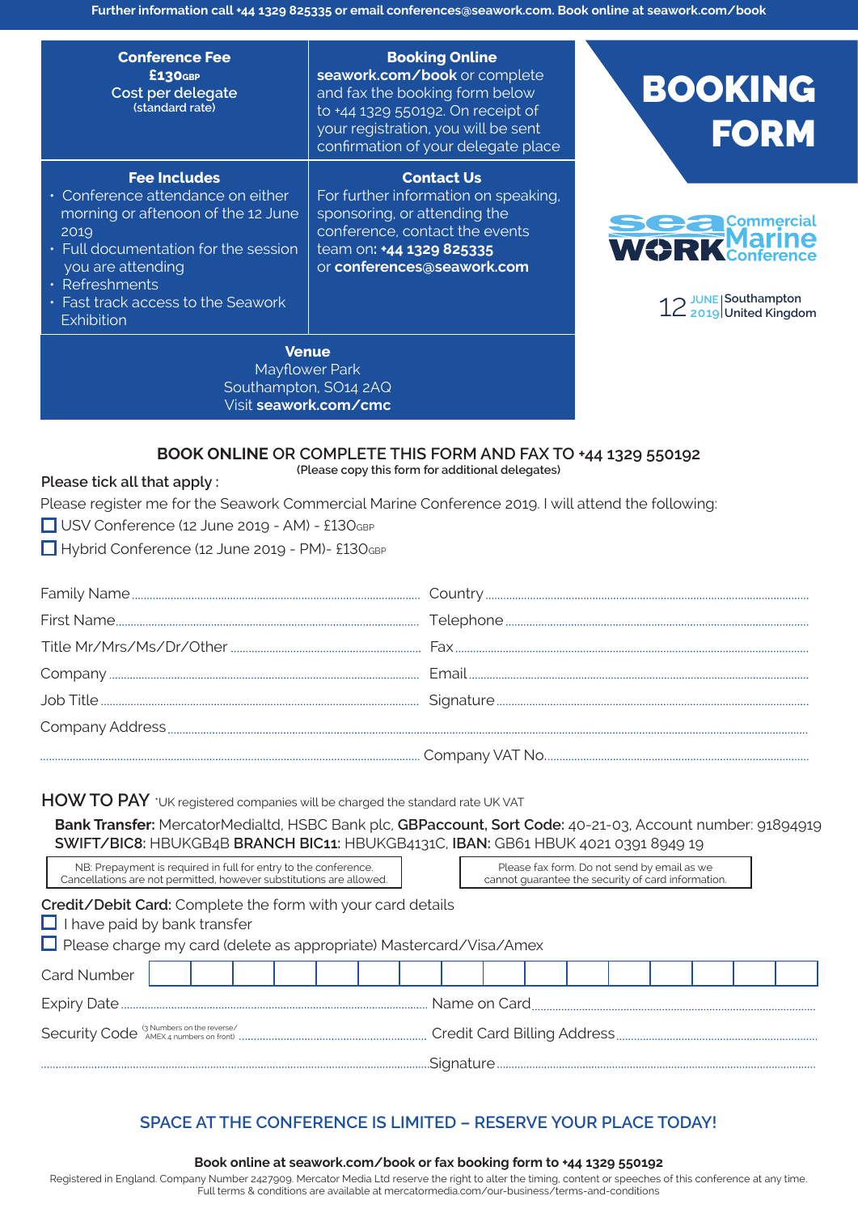Further information call +44 1329 825335 or email conferences@seawork.com. Book online at seawork.com/book

# BOOKING FORM

Seawork Commercial Marine Conference

12 JUNE 2019 | Southampton United Kingdom

**Conference Fee**
**£130GBP**
Cost per delegate
(standard rate)

**Booking Online**
**seawork.com/book** or complete and fax the booking form below to +44 1329 550192. On receipt of your registration, you will be sent confirmation of your delegate place

**Fee Includes**
- Conference attendance on either morning or aftenoon of the 12 June 2019
- Full documentation for the session you are attending
- Refreshments
- Fast track access to the Seawork Exhibition

**Contact Us**
For further information on speaking, sponsoring, or attending the conference, contact the events team on: **+44 1329 825335**
or **conferences@seawork.com**

**Venue**
Mayflower Park
Southampton, SO14 2AQ
Visit **seawork.com/cmc**

## BOOK ONLINE OR COMPLETE THIS FORM AND FAX TO +44 1329 550192

(Please copy this form for additional delegates)

**Please tick all that apply :**

Please register me for the Seawork Commercial Marine Conference 2019. I will attend the following:

☐ USV Conference (12 June 2019 - AM) - £130GBP

☐ Hybrid Conference (12 June 2019 - PM)- £130GBP

Family Name .................................... Country ....................................

First Name .................................... Telephone ....................................

Title Mr/Mrs/Ms/Dr/Other .................................... Fax ....................................

Company .................................... Email ....................................

Job Title .................................... Signature ....................................

Company Address ....................................

.................................... Company VAT No. ....................................

## HOW TO PAY

*UK registered companies will be charged the standard rate UK VAT

**Bank Transfer:** MercatorMedialtd, HSBC Bank plc, **GBPaccount, Sort Code:** 40-21-03, Account number: 91894919 **SWIFT/BIC8:** HBUKGB4B **BRANCH BIC11:** HBUKGB4131C, **IBAN:** GB61 HBUK 4021 0391 8949 19

NB: Prepayment is required in full for entry to the conference. Cancellations are not permitted, however substitutions are allowed.

Please fax form. Do not send by email as we cannot guarantee the security of card information.

**Credit/Debit Card:** Complete the form with your card details

☐ I have paid by bank transfer

☐ Please charge my card (delete as appropriate) Mastercard/Visa/Amex

Card Number | | | | | | | | | | | | | | | | |

Expiry Date .................................... Name on Card ....................................

Security Code (3 Numbers on the reverse/ AMEX 4 numbers on front) .................................... Credit Card Billing Address ....................................

.................................... Signature ....................................

**SPACE AT THE CONFERENCE IS LIMITED – RESERVE YOUR PLACE TODAY!**

**Book online at seawork.com/book or fax booking form to +44 1329 550192**

Registered in England. Company Number 2427909. Mercator Media Ltd reserve the right to alter the timing, content or speeches of this conference at any time. Full terms & conditions are available at mercatormedia.com/our-business/terms-and-conditions